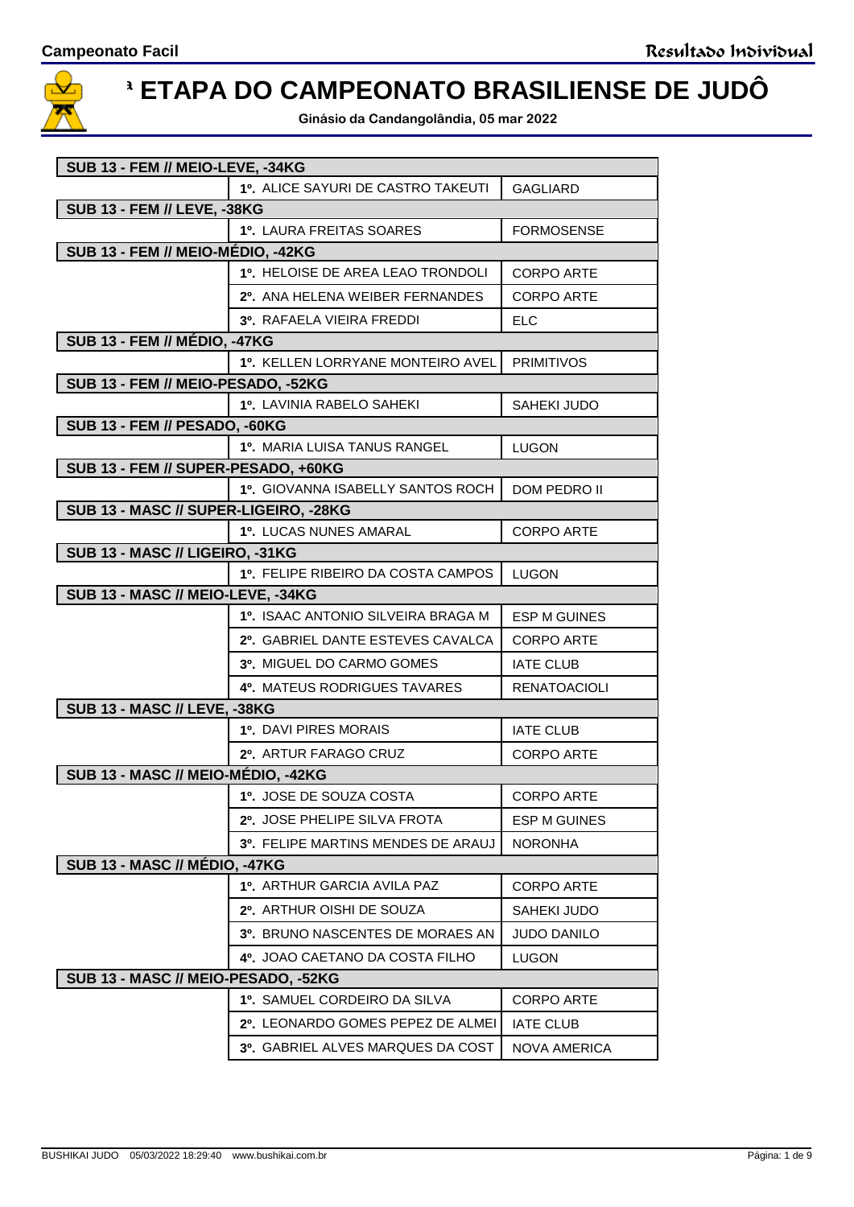# ª ETAPA DO CAMPEONATO BRASILIENSE DE JUDÔ

**Ginásio da Candangolândia, 05 mar 2022**

**Campeonato Facil** — Resultado Individual

| SUB 13 - FEM // MEIO-LEVE, -34KG | | |
|---|---|---|
| | 1º. ALICE SAYURI DE CASTRO TAKEUTI | GAGLIARD |
| **SUB 13 - FEM // LEVE, -38KG** | | |
| | 1º. LAURA FREITAS SOARES | FORMOSENSE |
| **SUB 13 - FEM // MEIO-MÉDIO, -42KG** | | |
| | 1º. HELOISE DE AREA LEAO TRONDOLI | CORPO ARTE |
| | 2º. ANA HELENA WEIBER FERNANDES | CORPO ARTE |
| | 3º. RAFAELA VIEIRA FREDDI | ELC |
| **SUB 13 - FEM // MÉDIO, -47KG** | | |
| | 1º. KELLEN LORRYANE MONTEIRO AVEL | PRIMITIVOS |
| **SUB 13 - FEM // MEIO-PESADO, -52KG** | | |
| | 1º. LAVINIA RABELO SAHEKI | SAHEKI JUDO |
| **SUB 13 - FEM // PESADO, -60KG** | | |
| | 1º. MARIA LUISA TANUS RANGEL | LUGON |
| **SUB 13 - FEM // SUPER-PESADO, +60KG** | | |
| | 1º. GIOVANNA ISABELLY SANTOS ROCH | DOM PEDRO II |
| **SUB 13 - MASC // SUPER-LIGEIRO, -28KG** | | |
| | 1º. LUCAS NUNES AMARAL | CORPO ARTE |
| **SUB 13 - MASC // LIGEIRO, -31KG** | | |
| | 1º. FELIPE RIBEIRO DA COSTA CAMPOS | LUGON |
| **SUB 13 - MASC // MEIO-LEVE, -34KG** | | |
| | 1º. ISAAC ANTONIO SILVEIRA BRAGA M | ESP M GUINES |
| | 2º. GABRIEL DANTE ESTEVES CAVALCA | CORPO ARTE |
| | 3º. MIGUEL DO CARMO GOMES | IATE CLUB |
| | 4º. MATEUS RODRIGUES TAVARES | RENATOACIOLI |
| **SUB 13 - MASC // LEVE, -38KG** | | |
| | 1º. DAVI PIRES MORAIS | IATE CLUB |
| | 2º. ARTUR FARAGO CRUZ | CORPO ARTE |
| **SUB 13 - MASC // MEIO-MÉDIO, -42KG** | | |
| | 1º. JOSE DE SOUZA COSTA | CORPO ARTE |
| | 2º. JOSE PHELIPE SILVA FROTA | ESP M GUINES |
| | 3º. FELIPE MARTINS MENDES DE ARAUJ | NORONHA |
| **SUB 13 - MASC // MÉDIO, -47KG** | | |
| | 1º. ARTHUR GARCIA AVILA PAZ | CORPO ARTE |
| | 2º. ARTHUR OISHI DE SOUZA | SAHEKI JUDO |
| | 3º. BRUNO NASCENTES DE MORAES AN | JUDO DANILO |
| | 4º. JOAO CAETANO DA COSTA FILHO | LUGON |
| **SUB 13 - MASC // MEIO-PESADO, -52KG** | | |
| | 1º. SAMUEL CORDEIRO DA SILVA | CORPO ARTE |
| | 2º. LEONARDO GOMES PEPEZ DE ALMEI | IATE CLUB |
| | 3º. GABRIEL ALVES MARQUES DA COST | NOVA AMERICA |

BUSHIKAI JUDO 05/03/2022 18:29:40 www.bushikai.com.br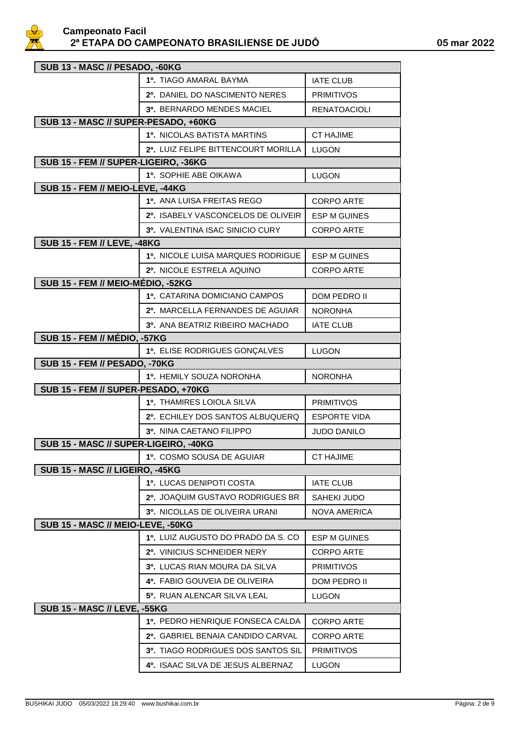| SUB 13 - MASC // PESADO, -60KG | | |
|---|---|---|
| | 1º. TIAGO AMARAL BAYMA | IATE CLUB |
| | 2º. DANIEL DO NASCIMENTO NERES | PRIMITIVOS |
| | 3º. BERNARDO MENDES MACIEL | RENATOACIOLI |
| **SUB 13 - MASC // SUPER-PESADO, +60KG** | | |
| | 1º. NICOLAS BATISTA MARTINS | CT HAJIME |
| | 2º. LUIZ FELIPE BITTENCOURT MORILLA | LUGON |
| **SUB 15 - FEM // SUPER-LIGEIRO, -36KG** | | |
| | 1º. SOPHIE ABE OIKAWA | LUGON |
| **SUB 15 - FEM // MEIO-LEVE, -44KG** | | |
| | 1º. ANA LUISA FREITAS REGO | CORPO ARTE |
| | 2º. ISABELY VASCONCELOS DE OLIVEIR | ESP M GUINES |
| | 3º. VALENTINA ISAC SINICIO CURY | CORPO ARTE |
| **SUB 15 - FEM // LEVE, -48KG** | | |
| | 1º. NICOLE LUISA MARQUES RODRIGUE | ESP M GUINES |
| | 2º. NICOLE ESTRELA AQUINO | CORPO ARTE |
| **SUB 15 - FEM // MEIO-MÉDIO, -52KG** | | |
| | 1º. CATARINA DOMICIANO CAMPOS | DOM PEDRO II |
| | 2º. MARCELLA FERNANDES DE AGUIAR | NORONHA |
| | 3º. ANA BEATRIZ RIBEIRO MACHADO | IATE CLUB |
| **SUB 15 - FEM // MÉDIO, -57KG** | | |
| | 1º. ELISE RODRIGUES GONÇALVES | LUGON |
| **SUB 15 - FEM // PESADO, -70KG** | | |
| | 1º. HEMILY SOUZA NORONHA | NORONHA |
| **SUB 15 - FEM // SUPER-PESADO, +70KG** | | |
| | 1º. THAMIRES LOIOLA SILVA | PRIMITIVOS |
| | 2º. ECHILEY DOS SANTOS ALBUQUERQ | ESPORTE VIDA |
| | 3º. NINA CAETANO FILIPPO | JUDO DANILO |
| **SUB 15 - MASC // SUPER-LIGEIRO, -40KG** | | |
| | 1º. COSMO SOUSA DE AGUIAR | CT HAJIME |
| **SUB 15 - MASC // LIGEIRO, -45KG** | | |
| | 1º. LUCAS DENIPOTI COSTA | IATE CLUB |
| | 2º. JOAQUIM GUSTAVO RODRIGUES BR | SAHEKI JUDO |
| | 3º. NICOLLAS DE OLIVEIRA URANI | NOVA AMERICA |
| **SUB 15 - MASC // MEIO-LEVE, -50KG** | | |
| | 1º. LUIZ AUGUSTO DO PRADO DA S. CO | ESP M GUINES |
| | 2º. VINICIUS SCHNEIDER NERY | CORPO ARTE |
| | 3º. LUCAS RIAN MOURA DA SILVA | PRIMITIVOS |
| | 4º. FABIO GOUVEIA DE OLIVEIRA | DOM PEDRO II |
| | 5º. RUAN ALENCAR SILVA LEAL | LUGON |
| **SUB 15 - MASC // LEVE, -55KG** | | |
| | 1º. PEDRO HENRIQUE FONSECA CALDA | CORPO ARTE |
| | 2º. GABRIEL BENAIA CANDIDO CARVAL | CORPO ARTE |
| | 3º. TIAGO RODRIGUES DOS SANTOS SIL | PRIMITIVOS |
| | 4º. ISAAC SILVA DE JESUS ALBERNAZ | LUGON |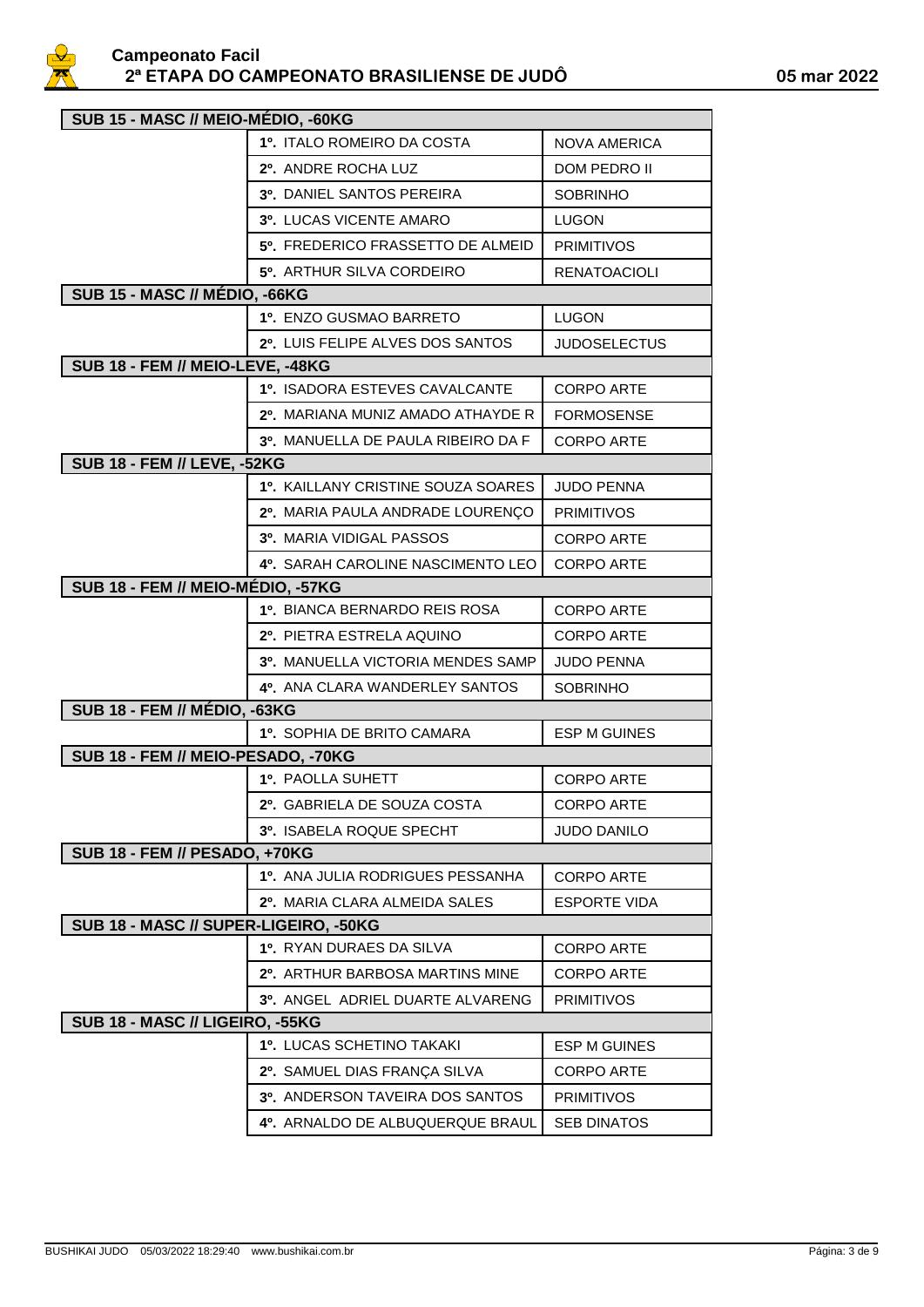**Campeonato Facil**
**2ª ETAPA DO CAMPEONATO BRASILIENSE DE JUDÔ** **05 mar 2022**

| SUB 15 - MASC // MEIO-MÉDIO, -60KG | | |
|---|---|---|
| | **1º.** ITALO ROMEIRO DA COSTA | NOVA AMERICA |
| | **2º.** ANDRE ROCHA LUZ | DOM PEDRO II |
| | **3º.** DANIEL SANTOS PEREIRA | SOBRINHO |
| | **3º.** LUCAS VICENTE AMARO | LUGON |
| | **5º.** FREDERICO FRASSETTO DE ALMEID | PRIMITIVOS |
| | **5º.** ARTHUR SILVA CORDEIRO | RENATOACIOLI |
| **SUB 15 - MASC // MÉDIO, -66KG** | | |
| | **1º.** ENZO GUSMAO BARRETO | LUGON |
| | **2º.** LUIS FELIPE ALVES DOS SANTOS | JUDOSELECTUS |
| **SUB 18 - FEM // MEIO-LEVE, -48KG** | | |
| | **1º.** ISADORA ESTEVES CAVALCANTE | CORPO ARTE |
| | **2º.** MARIANA MUNIZ AMADO ATHAYDE R | FORMOSENSE |
| | **3º.** MANUELLA DE PAULA RIBEIRO DA F | CORPO ARTE |
| **SUB 18 - FEM // LEVE, -52KG** | | |
| | **1º.** KAILLANY CRISTINE SOUZA SOARES | JUDO PENNA |
| | **2º.** MARIA PAULA ANDRADE LOURENÇO | PRIMITIVOS |
| | **3º.** MARIA VIDIGAL PASSOS | CORPO ARTE |
| | **4º.** SARAH CAROLINE NASCIMENTO LEO | CORPO ARTE |
| **SUB 18 - FEM // MEIO-MÉDIO, -57KG** | | |
| | **1º.** BIANCA BERNARDO REIS ROSA | CORPO ARTE |
| | **2º.** PIETRA ESTRELA AQUINO | CORPO ARTE |
| | **3º.** MANUELLA VICTORIA MENDES SAMP | JUDO PENNA |
| | **4º.** ANA CLARA WANDERLEY SANTOS | SOBRINHO |
| **SUB 18 - FEM // MÉDIO, -63KG** | | |
| | **1º.** SOPHIA DE BRITO CAMARA | ESP M GUINES |
| **SUB 18 - FEM // MEIO-PESADO, -70KG** | | |
| | **1º.** PAOLLA SUHETT | CORPO ARTE |
| | **2º.** GABRIELA DE SOUZA COSTA | CORPO ARTE |
| | **3º.** ISABELA ROQUE SPECHT | JUDO DANILO |
| **SUB 18 - FEM // PESADO, +70KG** | | |
| | **1º.** ANA JULIA RODRIGUES PESSANHA | CORPO ARTE |
| | **2º.** MARIA CLARA ALMEIDA SALES | ESPORTE VIDA |
| **SUB 18 - MASC // SUPER-LIGEIRO, -50KG** | | |
| | **1º.** RYAN DURAES DA SILVA | CORPO ARTE |
| | **2º.** ARTHUR BARBOSA MARTINS MINE | CORPO ARTE |
| | **3º.** ANGEL ADRIEL DUARTE ALVARENG | PRIMITIVOS |
| **SUB 18 - MASC // LIGEIRO, -55KG** | | |
| | **1º.** LUCAS SCHETINO TAKAKI | ESP M GUINES |
| | **2º.** SAMUEL DIAS FRANÇA SILVA | CORPO ARTE |
| | **3º.** ANDERSON TAVEIRA DOS SANTOS | PRIMITIVOS |
| | **4º.** ARNALDO DE ALBUQUERQUE BRAUL | SEB DINATOS |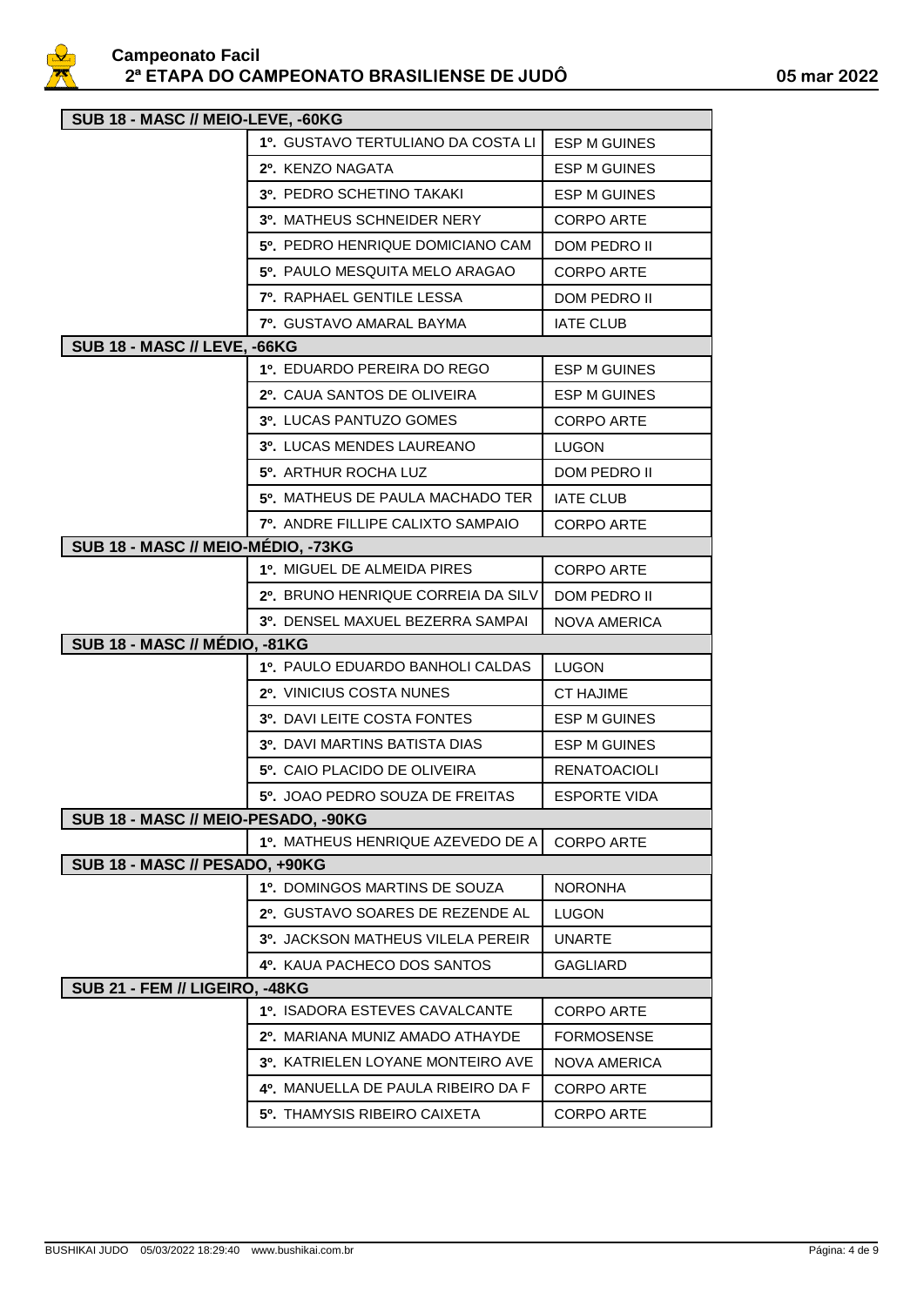## SUB 18 - MASC // MEIO-LEVE, -60KG

| Colocação | Atleta | Equipe |
|---|---|---|
| 1º. | GUSTAVO TERTULIANO DA COSTA LI | ESP M GUINES |
| 2º. | KENZO NAGATA | ESP M GUINES |
| 3º. | PEDRO SCHETINO TAKAKI | ESP M GUINES |
| 3º. | MATHEUS SCHNEIDER NERY | CORPO ARTE |
| 5º. | PEDRO HENRIQUE DOMICIANO CAM | DOM PEDRO II |
| 5º. | PAULO MESQUITA MELO ARAGAO | CORPO ARTE |
| 7º. | RAPHAEL GENTILE LESSA | DOM PEDRO II |
| 7º. | GUSTAVO AMARAL BAYMA | IATE CLUB |

## SUB 18 - MASC // LEVE, -66KG

| Colocação | Atleta | Equipe |
|---|---|---|
| 1º. | EDUARDO PEREIRA DO REGO | ESP M GUINES |
| 2º. | CAUA SANTOS DE OLIVEIRA | ESP M GUINES |
| 3º. | LUCAS PANTUZO GOMES | CORPO ARTE |
| 3º. | LUCAS MENDES LAUREANO | LUGON |
| 5º. | ARTHUR ROCHA LUZ | DOM PEDRO II |
| 5º. | MATHEUS DE PAULA MACHADO TER | IATE CLUB |
| 7º. | ANDRE FILLIPE CALIXTO SAMPAIO | CORPO ARTE |

## SUB 18 - MASC // MEIO-MÉDIO, -73KG

| Colocação | Atleta | Equipe |
|---|---|---|
| 1º. | MIGUEL DE ALMEIDA PIRES | CORPO ARTE |
| 2º. | BRUNO HENRIQUE CORREIA DA SILV | DOM PEDRO II |
| 3º. | DENSEL MAXUEL BEZERRA SAMPAI | NOVA AMERICA |

## SUB 18 - MASC // MÉDIO, -81KG

| Colocação | Atleta | Equipe |
|---|---|---|
| 1º. | PAULO EDUARDO BANHOLI CALDAS | LUGON |
| 2º. | VINICIUS COSTA NUNES | CT HAJIME |
| 3º. | DAVI LEITE COSTA FONTES | ESP M GUINES |
| 3º. | DAVI MARTINS BATISTA DIAS | ESP M GUINES |
| 5º. | CAIO PLACIDO DE OLIVEIRA | RENATOACIOLI |
| 5º. | JOAO PEDRO SOUZA DE FREITAS | ESPORTE VIDA |

## SUB 18 - MASC // MEIO-PESADO, -90KG

| Colocação | Atleta | Equipe |
|---|---|---|
| 1º. | MATHEUS HENRIQUE AZEVEDO DE A | CORPO ARTE |

## SUB 18 - MASC // PESADO, +90KG

| Colocação | Atleta | Equipe |
|---|---|---|
| 1º. | DOMINGOS MARTINS DE SOUZA | NORONHA |
| 2º. | GUSTAVO SOARES DE REZENDE AL | LUGON |
| 3º. | JACKSON MATHEUS VILELA PEREIR | UNARTE |
| 4º. | KAUA PACHECO DOS SANTOS | GAGLIARD |

## SUB 21 - FEM // LIGEIRO, -48KG

| Colocação | Atleta | Equipe |
|---|---|---|
| 1º. | ISADORA ESTEVES CAVALCANTE | CORPO ARTE |
| 2º. | MARIANA MUNIZ AMADO ATHAYDE | FORMOSENSE |
| 3º. | KATRIELEN LOYANE MONTEIRO AVE | NOVA AMERICA |
| 4º. | MANUELLA DE PAULA RIBEIRO DA F | CORPO ARTE |
| 5º. | THAMYSIS RIBEIRO CAIXETA | CORPO ARTE |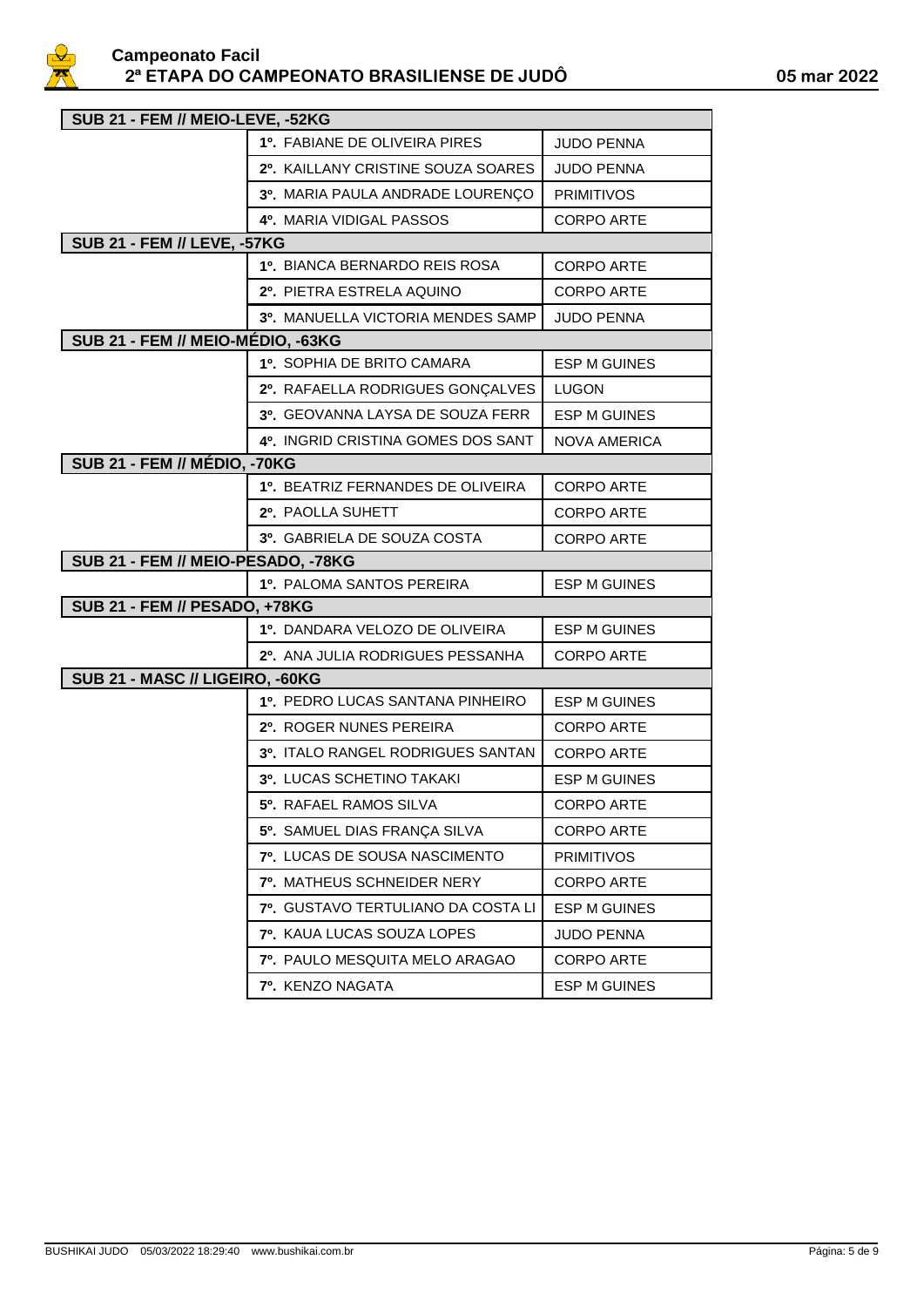## Campeonato Facil

## 2ª ETAPA DO CAMPEONATO BRASILIENSE DE JUDÔ

05 mar 2022

### SUB 21 - FEM // MEIO-LEVE, -52KG

| Colocação | Atleta | Equipe |
|---|---|---|
| 1º. | FABIANE DE OLIVEIRA PIRES | JUDO PENNA |
| 2º. | KAILLANY CRISTINE SOUZA SOARES | JUDO PENNA |
| 3º. | MARIA PAULA ANDRADE LOURENÇO | PRIMITIVOS |
| 4º. | MARIA VIDIGAL PASSOS | CORPO ARTE |

### SUB 21 - FEM // LEVE, -57KG

| Colocação | Atleta | Equipe |
|---|---|---|
| 1º. | BIANCA BERNARDO REIS ROSA | CORPO ARTE |
| 2º. | PIETRA ESTRELA AQUINO | CORPO ARTE |
| 3º. | MANUELLA VICTORIA MENDES SAMP | JUDO PENNA |

### SUB 21 - FEM // MEIO-MÉDIO, -63KG

| Colocação | Atleta | Equipe |
|---|---|---|
| 1º. | SOPHIA DE BRITO CAMARA | ESP M GUINES |
| 2º. | RAFAELLA RODRIGUES GONÇALVES | LUGON |
| 3º. | GEOVANNA LAYSA DE SOUZA FERR | ESP M GUINES |
| 4º. | INGRID CRISTINA GOMES DOS SANT | NOVA AMERICA |

### SUB 21 - FEM // MÉDIO, -70KG

| Colocação | Atleta | Equipe |
|---|---|---|
| 1º. | BEATRIZ FERNANDES DE OLIVEIRA | CORPO ARTE |
| 2º. | PAOLLA SUHETT | CORPO ARTE |
| 3º. | GABRIELA DE SOUZA COSTA | CORPO ARTE |

### SUB 21 - FEM // MEIO-PESADO, -78KG

| Colocação | Atleta | Equipe |
|---|---|---|
| 1º. | PALOMA SANTOS PEREIRA | ESP M GUINES |

### SUB 21 - FEM // PESADO, +78KG

| Colocação | Atleta | Equipe |
|---|---|---|
| 1º. | DANDARA VELOZO DE OLIVEIRA | ESP M GUINES |
| 2º. | ANA JULIA RODRIGUES PESSANHA | CORPO ARTE |

### SUB 21 - MASC // LIGEIRO, -60KG

| Colocação | Atleta | Equipe |
|---|---|---|
| 1º. | PEDRO LUCAS SANTANA PINHEIRO | ESP M GUINES |
| 2º. | ROGER NUNES PEREIRA | CORPO ARTE |
| 3º. | ITALO RANGEL RODRIGUES SANTAN | CORPO ARTE |
| 3º. | LUCAS SCHETINO TAKAKI | ESP M GUINES |
| 5º. | RAFAEL RAMOS SILVA | CORPO ARTE |
| 5º. | SAMUEL DIAS FRANÇA SILVA | CORPO ARTE |
| 7º. | LUCAS DE SOUSA NASCIMENTO | PRIMITIVOS |
| 7º. | MATHEUS SCHNEIDER NERY | CORPO ARTE |
| 7º. | GUSTAVO TERTULIANO DA COSTA LI | ESP M GUINES |
| 7º. | KAUA LUCAS SOUZA LOPES | JUDO PENNA |
| 7º. | PAULO MESQUITA MELO ARAGAO | CORPO ARTE |
| 7º. | KENZO NAGATA | ESP M GUINES |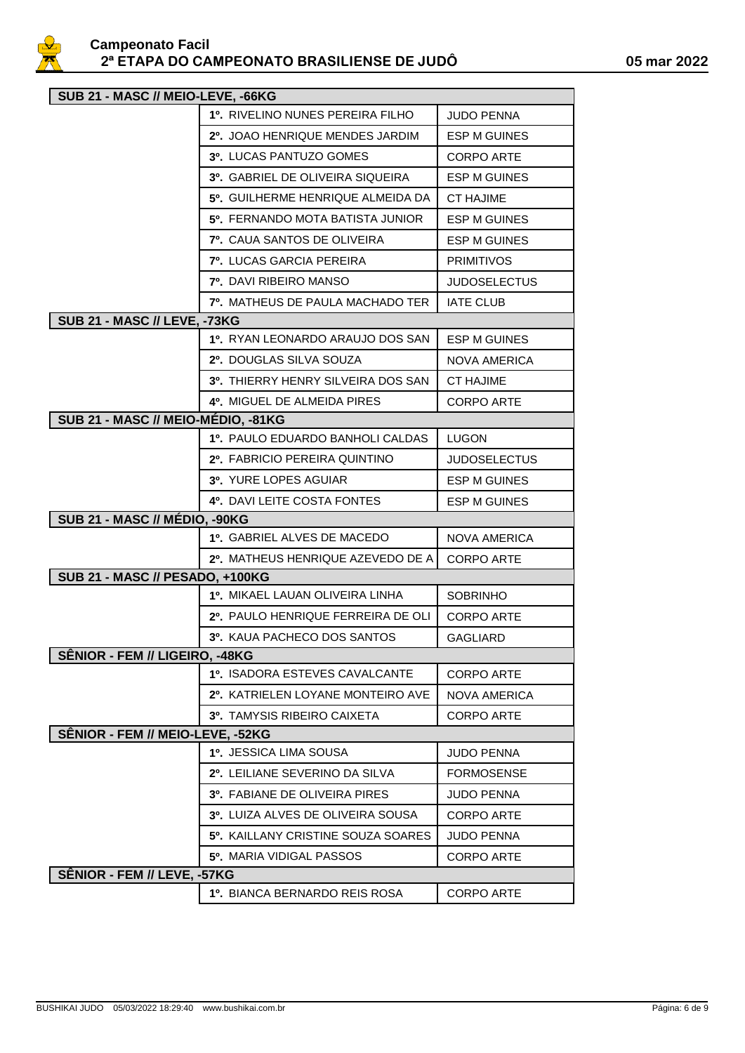| SUB 21 - MASC // MEIO-LEVE, -66KG | | |
|---|---|---|
| | 1º. RIVELINO NUNES PEREIRA FILHO | JUDO PENNA |
| | 2º. JOAO HENRIQUE MENDES JARDIM | ESP M GUINES |
| | 3º. LUCAS PANTUZO GOMES | CORPO ARTE |
| | 3º. GABRIEL DE OLIVEIRA SIQUEIRA | ESP M GUINES |
| | 5º. GUILHERME HENRIQUE ALMEIDA DA | CT HAJIME |
| | 5º. FERNANDO MOTA BATISTA JUNIOR | ESP M GUINES |
| | 7º. CAUA SANTOS DE OLIVEIRA | ESP M GUINES |
| | 7º. LUCAS GARCIA PEREIRA | PRIMITIVOS |
| | 7º. DAVI RIBEIRO MANSO | JUDOSELECTUS |
| | 7º. MATHEUS DE PAULA MACHADO TER | IATE CLUB |
| **SUB 21 - MASC // LEVE, -73KG** | | |
| | 1º. RYAN LEONARDO ARAUJO DOS SAN | ESP M GUINES |
| | 2º. DOUGLAS SILVA SOUZA | NOVA AMERICA |
| | 3º. THIERRY HENRY SILVEIRA DOS SAN | CT HAJIME |
| | 4º. MIGUEL DE ALMEIDA PIRES | CORPO ARTE |
| **SUB 21 - MASC // MEIO-MÉDIO, -81KG** | | |
| | 1º. PAULO EDUARDO BANHOLI CALDAS | LUGON |
| | 2º. FABRICIO PEREIRA QUINTINO | JUDOSELECTUS |
| | 3º. YURE LOPES AGUIAR | ESP M GUINES |
| | 4º. DAVI LEITE COSTA FONTES | ESP M GUINES |
| **SUB 21 - MASC // MÉDIO, -90KG** | | |
| | 1º. GABRIEL ALVES DE MACEDO | NOVA AMERICA |
| | 2º. MATHEUS HENRIQUE AZEVEDO DE A | CORPO ARTE |
| **SUB 21 - MASC // PESADO, +100KG** | | |
| | 1º. MIKAEL LAUAN OLIVEIRA LINHA | SOBRINHO |
| | 2º. PAULO HENRIQUE FERREIRA DE OLI | CORPO ARTE |
| | 3º. KAUA PACHECO DOS SANTOS | GAGLIARD |
| **SÊNIOR - FEM // LIGEIRO, -48KG** | | |
| | 1º. ISADORA ESTEVES CAVALCANTE | CORPO ARTE |
| | 2º. KATRIELEN LOYANE MONTEIRO AVE | NOVA AMERICA |
| | 3º. TAMYSIS RIBEIRO CAIXETA | CORPO ARTE |
| **SÊNIOR - FEM // MEIO-LEVE, -52KG** | | |
| | 1º. JESSICA LIMA SOUSA | JUDO PENNA |
| | 2º. LEILIANE SEVERINO DA SILVA | FORMOSENSE |
| | 3º. FABIANE DE OLIVEIRA PIRES | JUDO PENNA |
| | 3º. LUIZA ALVES DE OLIVEIRA SOUSA | CORPO ARTE |
| | 5º. KAILLANY CRISTINE SOUZA SOARES | JUDO PENNA |
| | 5º. MARIA VIDIGAL PASSOS | CORPO ARTE |
| **SÊNIOR - FEM // LEVE, -57KG** | | |
| | 1º. BIANCA BERNARDO REIS ROSA | CORPO ARTE |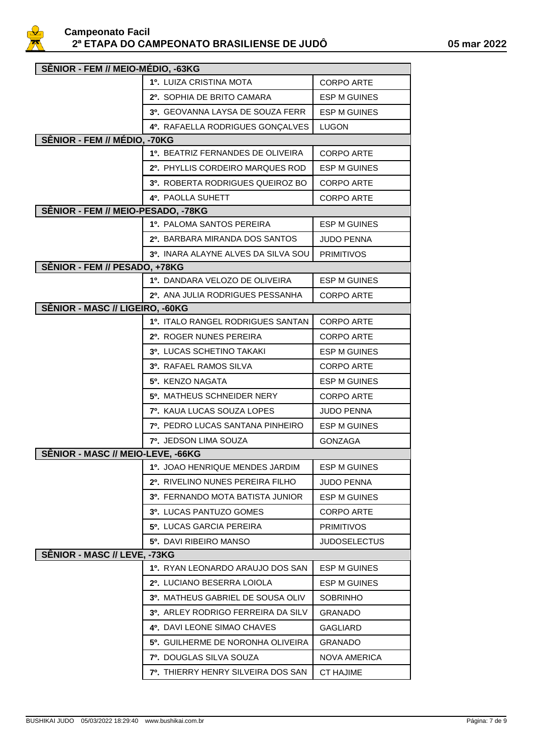| SÊNIOR - FEM // MEIO-MÉDIO, -63KG | | |
|---|---|---|
| | 1º. LUIZA CRISTINA MOTA | CORPO ARTE |
| | 2º. SOPHIA DE BRITO CAMARA | ESP M GUINES |
| | 3º. GEOVANNA LAYSA DE SOUZA FERR | ESP M GUINES |
| | 4º. RAFAELLA RODRIGUES GONÇALVES | LUGON |
| **SÊNIOR - FEM // MÉDIO, -70KG** | | |
| | 1º. BEATRIZ FERNANDES DE OLIVEIRA | CORPO ARTE |
| | 2º. PHYLLIS CORDEIRO MARQUES ROD | ESP M GUINES |
| | 3º. ROBERTA RODRIGUES QUEIROZ BO | CORPO ARTE |
| | 4º. PAOLLA SUHETT | CORPO ARTE |
| **SÊNIOR - FEM // MEIO-PESADO, -78KG** | | |
| | 1º. PALOMA SANTOS PEREIRA | ESP M GUINES |
| | 2º. BARBARA MIRANDA DOS SANTOS | JUDO PENNA |
| | 3º. INARA ALAYNE ALVES DA SILVA SOU | PRIMITIVOS |
| **SÊNIOR - FEM // PESADO, +78KG** | | |
| | 1º. DANDARA VELOZO DE OLIVEIRA | ESP M GUINES |
| | 2º. ANA JULIA RODRIGUES PESSANHA | CORPO ARTE |
| **SÊNIOR - MASC // LIGEIRO, -60KG** | | |
| | 1º. ITALO RANGEL RODRIGUES SANTAN | CORPO ARTE |
| | 2º. ROGER NUNES PEREIRA | CORPO ARTE |
| | 3º. LUCAS SCHETINO TAKAKI | ESP M GUINES |
| | 3º. RAFAEL RAMOS SILVA | CORPO ARTE |
| | 5º. KENZO NAGATA | ESP M GUINES |
| | 5º. MATHEUS SCHNEIDER NERY | CORPO ARTE |
| | 7º. KAUA LUCAS SOUZA LOPES | JUDO PENNA |
| | 7º. PEDRO LUCAS SANTANA PINHEIRO | ESP M GUINES |
| | 7º. JEDSON LIMA SOUZA | GONZAGA |
| **SÊNIOR - MASC // MEIO-LEVE, -66KG** | | |
| | 1º. JOAO HENRIQUE MENDES JARDIM | ESP M GUINES |
| | 2º. RIVELINO NUNES PEREIRA FILHO | JUDO PENNA |
| | 3º. FERNANDO MOTA BATISTA JUNIOR | ESP M GUINES |
| | 3º. LUCAS PANTUZO GOMES | CORPO ARTE |
| | 5º. LUCAS GARCIA PEREIRA | PRIMITIVOS |
| | 5º. DAVI RIBEIRO MANSO | JUDOSELECTUS |
| **SÊNIOR - MASC // LEVE, -73KG** | | |
| | 1º. RYAN LEONARDO ARAUJO DOS SAN | ESP M GUINES |
| | 2º. LUCIANO BESERRA LOIOLA | ESP M GUINES |
| | 3º. MATHEUS GABRIEL DE SOUSA OLIV | SOBRINHO |
| | 3º. ARLEY RODRIGO FERREIRA DA SILV | GRANADO |
| | 4º. DAVI LEONE SIMAO CHAVES | GAGLIARD |
| | 5º. GUILHERME DE NORONHA OLIVEIRA | GRANADO |
| | 7º. DOUGLAS SILVA SOUZA | NOVA AMERICA |
| | 7º. THIERRY HENRY SILVEIRA DOS SAN | CT HAJIME |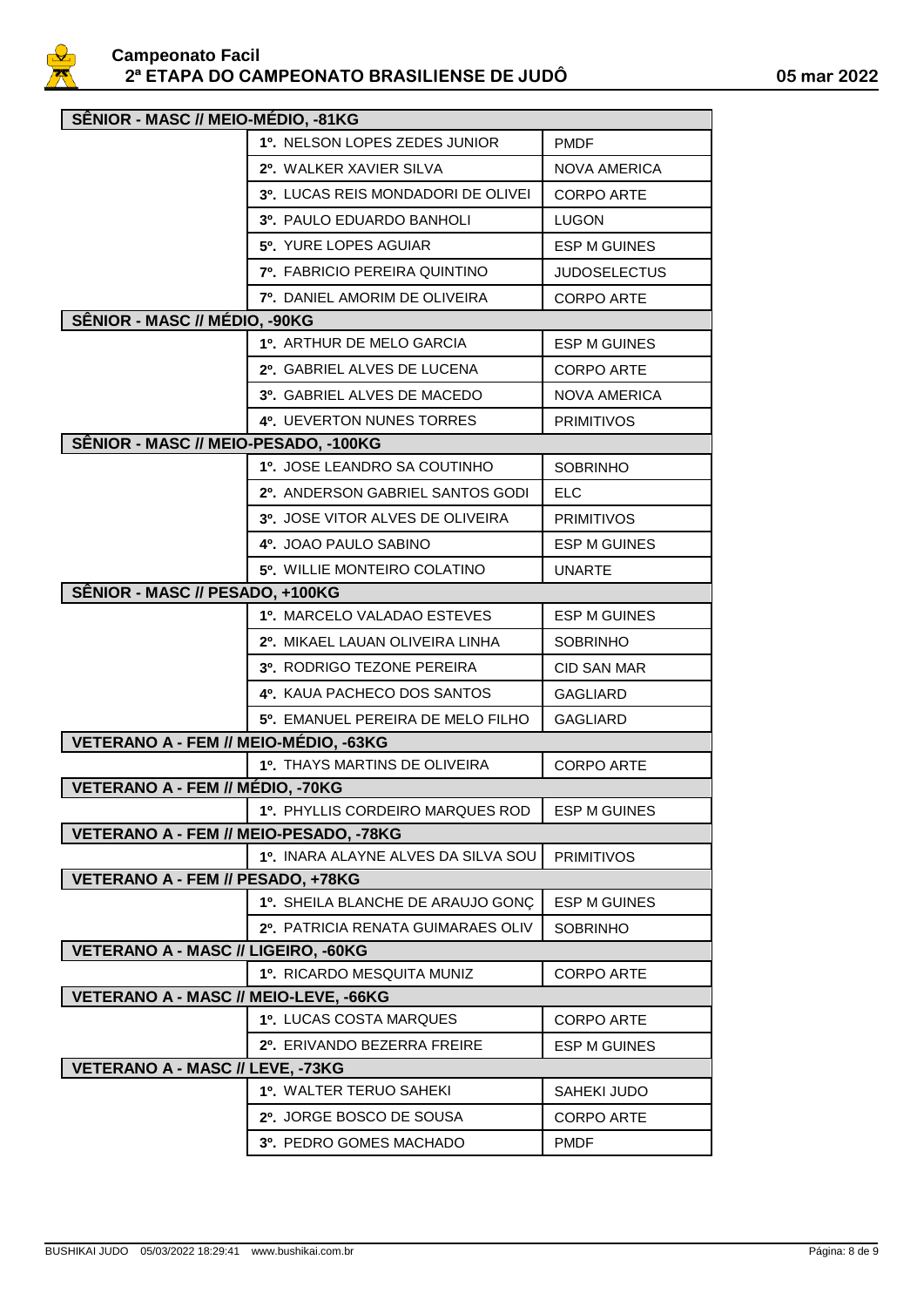| SÊNIOR - MASC // MEIO-MÉDIO, -81KG | | |
|---|---|---|
| | 1º. NELSON LOPES ZEDES JUNIOR | PMDF |
| | 2º. WALKER XAVIER SILVA | NOVA AMERICA |
| | 3º. LUCAS REIS MONDADORI DE OLIVEI | CORPO ARTE |
| | 3º. PAULO EDUARDO BANHOLI | LUGON |
| | 5º. YURE LOPES AGUIAR | ESP M GUINES |
| | 7º. FABRICIO PEREIRA QUINTINO | JUDOSELECTUS |
| | 7º. DANIEL AMORIM DE OLIVEIRA | CORPO ARTE |
| **SÊNIOR - MASC // MÉDIO, -90KG** | | |
| | 1º. ARTHUR DE MELO GARCIA | ESP M GUINES |
| | 2º. GABRIEL ALVES DE LUCENA | CORPO ARTE |
| | 3º. GABRIEL ALVES DE MACEDO | NOVA AMERICA |
| | 4º. UEVERTON NUNES TORRES | PRIMITIVOS |
| **SÊNIOR - MASC // MEIO-PESADO, -100KG** | | |
| | 1º. JOSE LEANDRO SA COUTINHO | SOBRINHO |
| | 2º. ANDERSON GABRIEL SANTOS GODI | ELC |
| | 3º. JOSE VITOR ALVES DE OLIVEIRA | PRIMITIVOS |
| | 4º. JOAO PAULO SABINO | ESP M GUINES |
| | 5º. WILLIE MONTEIRO COLATINO | UNARTE |
| **SÊNIOR - MASC // PESADO, +100KG** | | |
| | 1º. MARCELO VALADAO ESTEVES | ESP M GUINES |
| | 2º. MIKAEL LAUAN OLIVEIRA LINHA | SOBRINHO |
| | 3º. RODRIGO TEZONE PEREIRA | CID SAN MAR |
| | 4º. KAUA PACHECO DOS SANTOS | GAGLIARD |
| | 5º. EMANUEL PEREIRA DE MELO FILHO | GAGLIARD |
| **VETERANO A - FEM // MEIO-MÉDIO, -63KG** | | |
| | 1º. THAYS MARTINS DE OLIVEIRA | CORPO ARTE |
| **VETERANO A - FEM // MÉDIO, -70KG** | | |
| | 1º. PHYLLIS CORDEIRO MARQUES ROD | ESP M GUINES |
| **VETERANO A - FEM // MEIO-PESADO, -78KG** | | |
| | 1º. INARA ALAYNE ALVES DA SILVA SOU | PRIMITIVOS |
| **VETERANO A - FEM // PESADO, +78KG** | | |
| | 1º. SHEILA BLANCHE DE ARAUJO GONÇ | ESP M GUINES |
| | 2º. PATRICIA RENATA GUIMARAES OLIV | SOBRINHO |
| **VETERANO A - MASC // LIGEIRO, -60KG** | | |
| | 1º. RICARDO MESQUITA MUNIZ | CORPO ARTE |
| **VETERANO A - MASC // MEIO-LEVE, -66KG** | | |
| | 1º. LUCAS COSTA MARQUES | CORPO ARTE |
| | 2º. ERIVANDO BEZERRA FREIRE | ESP M GUINES |
| **VETERANO A - MASC // LEVE, -73KG** | | |
| | 1º. WALTER TERUO SAHEKI | SAHEKI JUDO |
| | 2º. JORGE BOSCO DE SOUSA | CORPO ARTE |
| | 3º. PEDRO GOMES MACHADO | PMDF |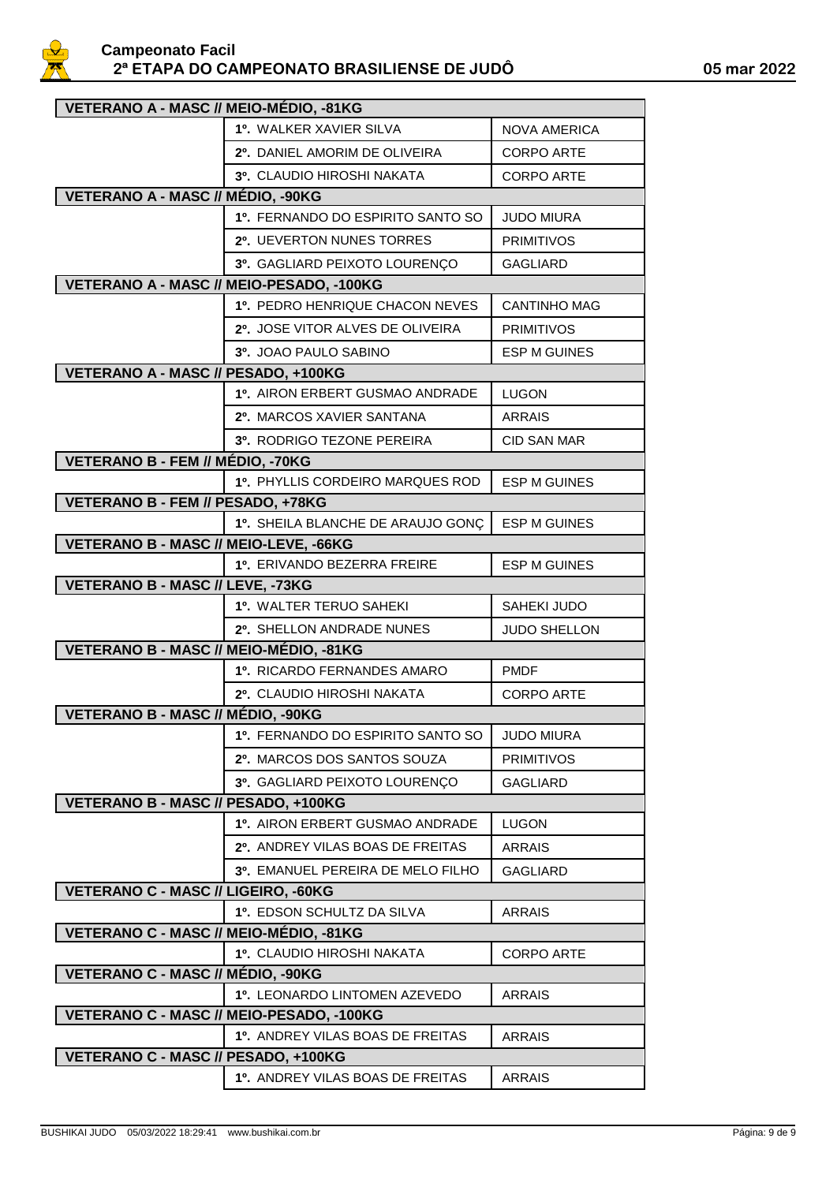| | | |
|---|---|---|
| **VETERANO A - MASC // MEIO-MÉDIO, -81KG** | | |
| | **1º.** WALKER XAVIER SILVA | NOVA AMERICA |
| | **2º.** DANIEL AMORIM DE OLIVEIRA | CORPO ARTE |
| | **3º.** CLAUDIO HIROSHI NAKATA | CORPO ARTE |
| **VETERANO A - MASC // MÉDIO, -90KG** | | |
| | **1º.** FERNANDO DO ESPIRITO SANTO SO | JUDO MIURA |
| | **2º.** UEVERTON NUNES TORRES | PRIMITIVOS |
| | **3º.** GAGLIARD PEIXOTO LOURENÇO | GAGLIARD |
| **VETERANO A - MASC // MEIO-PESADO, -100KG** | | |
| | **1º.** PEDRO HENRIQUE CHACON NEVES | CANTINHO MAG |
| | **2º.** JOSE VITOR ALVES DE OLIVEIRA | PRIMITIVOS |
| | **3º.** JOAO PAULO SABINO | ESP M GUINES |
| **VETERANO A - MASC // PESADO, +100KG** | | |
| | **1º.** AIRON ERBERT GUSMAO ANDRADE | LUGON |
| | **2º.** MARCOS XAVIER SANTANA | ARRAIS |
| | **3º.** RODRIGO TEZONE PEREIRA | CID SAN MAR |
| **VETERANO B - FEM // MÉDIO, -70KG** | | |
| | **1º.** PHYLLIS CORDEIRO MARQUES ROD | ESP M GUINES |
| **VETERANO B - FEM // PESADO, +78KG** | | |
| | **1º.** SHEILA BLANCHE DE ARAUJO GONÇ | ESP M GUINES |
| **VETERANO B - MASC // MEIO-LEVE, -66KG** | | |
| | **1º.** ERIVANDO BEZERRA FREIRE | ESP M GUINES |
| **VETERANO B - MASC // LEVE, -73KG** | | |
| | **1º.** WALTER TERUO SAHEKI | SAHEKI JUDO |
| | **2º.** SHELLON ANDRADE NUNES | JUDO SHELLON |
| **VETERANO B - MASC // MEIO-MÉDIO, -81KG** | | |
| | **1º.** RICARDO FERNANDES AMARO | PMDF |
| | **2º.** CLAUDIO HIROSHI NAKATA | CORPO ARTE |
| **VETERANO B - MASC // MÉDIO, -90KG** | | |
| | **1º.** FERNANDO DO ESPIRITO SANTO SO | JUDO MIURA |
| | **2º.** MARCOS DOS SANTOS SOUZA | PRIMITIVOS |
| | **3º.** GAGLIARD PEIXOTO LOURENÇO | GAGLIARD |
| **VETERANO B - MASC // PESADO, +100KG** | | |
| | **1º.** AIRON ERBERT GUSMAO ANDRADE | LUGON |
| | **2º.** ANDREY VILAS BOAS DE FREITAS | ARRAIS |
| | **3º.** EMANUEL PEREIRA DE MELO FILHO | GAGLIARD |
| **VETERANO C - MASC // LIGEIRO, -60KG** | | |
| | **1º.** EDSON SCHULTZ DA SILVA | ARRAIS |
| **VETERANO C - MASC // MEIO-MÉDIO, -81KG** | | |
| | **1º.** CLAUDIO HIROSHI NAKATA | CORPO ARTE |
| **VETERANO C - MASC // MÉDIO, -90KG** | | |
| | **1º.** LEONARDO LINTOMEN AZEVEDO | ARRAIS |
| **VETERANO C - MASC // MEIO-PESADO, -100KG** | | |
| | **1º.** ANDREY VILAS BOAS DE FREITAS | ARRAIS |
| **VETERANO C - MASC // PESADO, +100KG** | | |
| | **1º.** ANDREY VILAS BOAS DE FREITAS | ARRAIS |